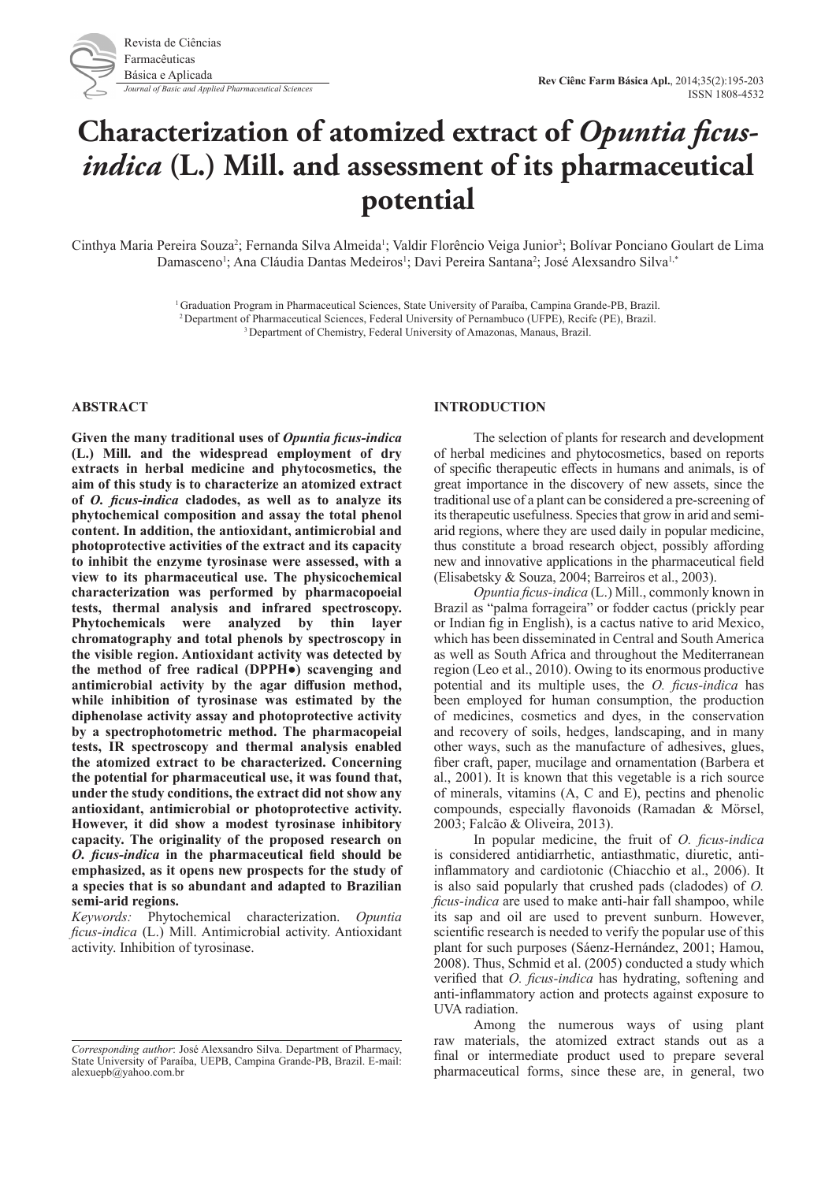# Characterization of atomized extract of *Opuntia ficus-indica* (L.) Mill. and assessment of its pharmaceutical potential

Cinthya Maria Pereira Souza[2]; Fernanda Silva Almeida[1]; Valdir Florêncio Veiga Junior[3]; Bolívar Ponciano Goulart de Lima Damasceno[1]; Ana Cláudia Dantas Medeiros[1]; Davi Pereira Santana[2]; José Alexsandro Silva[1,*]

[1] Graduation Program in Pharmaceutical Sciences, State University of Paraíba, Campina Grande-PB, Brazil.
[2] Department of Pharmaceutical Sciences, Federal University of Pernambuco (UFPE), Recife (PE), Brazil.
[3] Department of Chemistry, Federal University of Amazonas, Manaus, Brazil.

## ABSTRACT

**Given the many traditional uses of *Opuntia ficus-indica* (L.) Mill. and the widespread employment of dry extracts in herbal medicine and phytocosmetics, the aim of this study is to characterize an atomized extract of *O. ficus-indica* cladodes, as well as to analyze its phytochemical composition and assay the total phenol content. In addition, the antioxidant, antimicrobial and photoprotective activities of the extract and its capacity to inhibit the enzyme tyrosinase were assessed, with a view to its pharmaceutical use. The physicochemical characterization was performed by pharmacopoeial tests, thermal analysis and infrared spectroscopy. Phytochemicals were analyzed by thin layer chromatography and total phenols by spectroscopy in the visible region. Antioxidant activity was detected by the method of free radical (DPPH●) scavenging and antimicrobial activity by the agar diffusion method, while inhibition of tyrosinase was estimated by the diphenolase activity assay and photoprotective activity by a spectrophotometric method. The pharmacopeial tests, IR spectroscopy and thermal analysis enabled the atomized extract to be characterized. Concerning the potential for pharmaceutical use, it was found that, under the study conditions, the extract did not show any antioxidant, antimicrobial or photoprotective activity. However, it did show a modest tyrosinase inhibitory capacity. The originality of the proposed research on *O. ficus-indica* in the pharmaceutical field should be emphasized, as it opens new prospects for the study of a species that is so abundant and adapted to Brazilian semi-arid regions.**

*Keywords:* Phytochemical characterization. *Opuntia ficus-indica* (L.) Mill. Antimicrobial activity. Antioxidant activity. Inhibition of tyrosinase.

*Corresponding author*: José Alexsandro Silva. Department of Pharmacy, State University of Paraíba, UEPB, Campina Grande-PB, Brazil. E-mail: alexuepb@yahoo.com.br

## INTRODUCTION

The selection of plants for research and development of herbal medicines and phytocosmetics, based on reports of specific therapeutic effects in humans and animals, is of great importance in the discovery of new assets, since the traditional use of a plant can be considered a pre-screening of its therapeutic usefulness. Species that grow in arid and semi-arid regions, where they are used daily in popular medicine, thus constitute a broad research object, possibly affording new and innovative applications in the pharmaceutical field (Elisabetsky & Souza, 2004; Barreiros et al., 2003).

*Opuntia ficus-indica* (L.) Mill., commonly known in Brazil as "palma forrageira" or fodder cactus (prickly pear or Indian fig in English), is a cactus native to arid Mexico, which has been disseminated in Central and South America as well as South Africa and throughout the Mediterranean region (Leo et al., 2010). Owing to its enormous productive potential and its multiple uses, the *O. ficus-indica* has been employed for human consumption, the production of medicines, cosmetics and dyes, in the conservation and recovery of soils, hedges, landscaping, and in many other ways, such as the manufacture of adhesives, glues, fiber craft, paper, mucilage and ornamentation (Barbera et al., 2001). It is known that this vegetable is a rich source of minerals, vitamins (A, C and E), pectins and phenolic compounds, especially flavonoids (Ramadan & Mörsel, 2003; Falcão & Oliveira, 2013).

In popular medicine, the fruit of *O. ficus-indica* is considered antidiarrhetic, antiasthmatic, diuretic, anti-inflammatory and cardiotonic (Chiacchio et al., 2006). It is also said popularly that crushed pads (cladodes) of *O. ficus-indica* are used to make anti-hair fall shampoo, while its sap and oil are used to prevent sunburn. However, scientific research is needed to verify the popular use of this plant for such purposes (Sáenz-Hernández, 2001; Hamou, 2008). Thus, Schmid et al. (2005) conducted a study which verified that *O. ficus-indica* has hydrating, softening and anti-inflammatory action and protects against exposure to UVA radiation.

Among the numerous ways of using plant raw materials, the atomized extract stands out as a final or intermediate product used to prepare several pharmaceutical forms, since these are, in general, two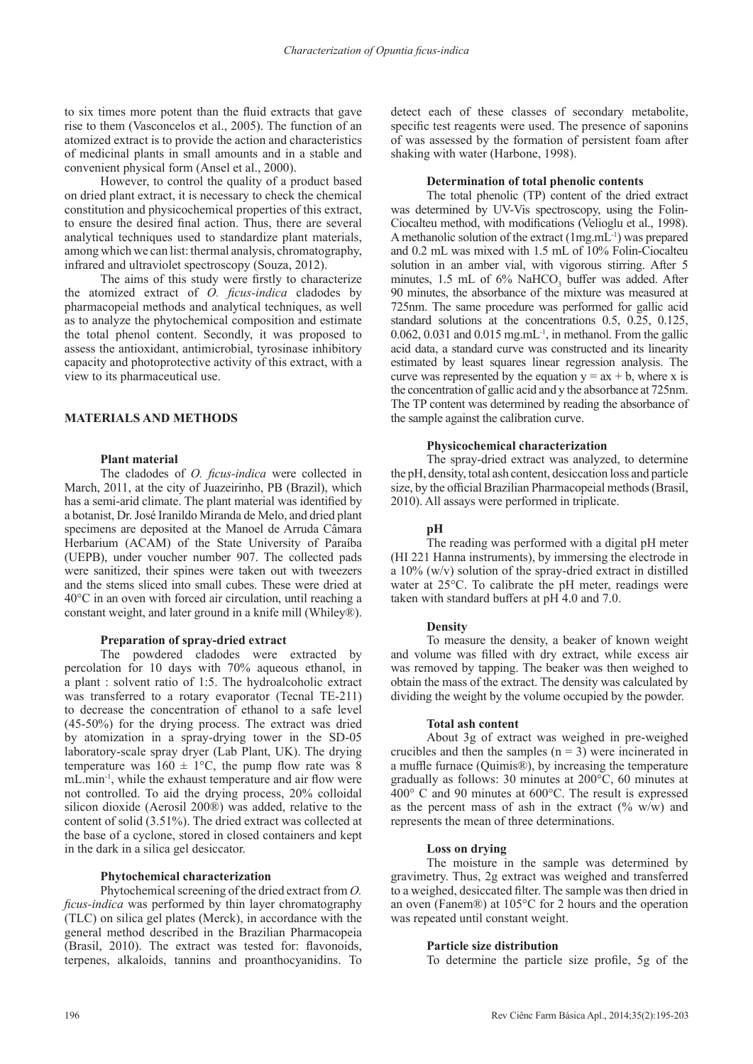to six times more potent than the fluid extracts that gave rise to them (Vasconcelos et al., 2005). The function of an atomized extract is to provide the action and characteristics of medicinal plants in small amounts and in a stable and convenient physical form (Ansel et al., 2000).

However, to control the quality of a product based on dried plant extract, it is necessary to check the chemical constitution and physicochemical properties of this extract, to ensure the desired final action. Thus, there are several analytical techniques used to standardize plant materials, among which we can list: thermal analysis, chromatography, infrared and ultraviolet spectroscopy (Souza, 2012).

The aims of this study were firstly to characterize the atomized extract of *O. ficus-indica* cladodes by pharmacopeial methods and analytical techniques, as well as to analyze the phytochemical composition and estimate the total phenol content. Secondly, it was proposed to assess the antioxidant, antimicrobial, tyrosinase inhibitory capacity and photoprotective activity of this extract, with a view to its pharmaceutical use.

## MATERIALS AND METHODS

### Plant material

The cladodes of *O. ficus-indica* were collected in March, 2011, at the city of Juazeirinho, PB (Brazil), which has a semi-arid climate. The plant material was identified by a botanist, Dr. José Iranildo Miranda de Melo, and dried plant specimens are deposited at the Manoel de Arruda Câmara Herbarium (ACAM) of the State University of Paraíba (UEPB), under voucher number 907. The collected pads were sanitized, their spines were taken out with tweezers and the stems sliced into small cubes. These were dried at 40°C in an oven with forced air circulation, until reaching a constant weight, and later ground in a knife mill (Whiley®).

### Preparation of spray-dried extract

The powdered cladodes were extracted by percolation for 10 days with 70% aqueous ethanol, in a plant : solvent ratio of 1:5. The hydroalcoholic extract was transferred to a rotary evaporator (Tecnal TE-211) to decrease the concentration of ethanol to a safe level (45-50%) for the drying process. The extract was dried by atomization in a spray-drying tower in the SD-05 laboratory-scale spray dryer (Lab Plant, UK). The drying temperature was 160 ± 1°C, the pump flow rate was 8 mL.min$^{-1}$, while the exhaust temperature and air flow were not controlled. To aid the drying process, 20% colloidal silicon dioxide (Aerosil 200®) was added, relative to the content of solid (3.51%). The dried extract was collected at the base of a cyclone, stored in closed containers and kept in the dark in a silica gel desiccator.

### Phytochemical characterization

Phytochemical screening of the dried extract from *O. ficus-indica* was performed by thin layer chromatography (TLC) on silica gel plates (Merck), in accordance with the general method described in the Brazilian Pharmacopeia (Brasil, 2010). The extract was tested for: flavonoids, terpenes, alkaloids, tannins and proanthocyanidins. To detect each of these classes of secondary metabolite, specific test reagents were used. The presence of saponins of was assessed by the formation of persistent foam after shaking with water (Harbone, 1998).

### Determination of total phenolic contents

The total phenolic (TP) content of the dried extract was determined by UV-Vis spectroscopy, using the Folin-Ciocalteu method, with modifications (Velioglu et al., 1998). A methanolic solution of the extract (1mg.mL$^{-1}$) was prepared and 0.2 mL was mixed with 1.5 mL of 10% Folin-Ciocalteu solution in an amber vial, with vigorous stirring. After 5 minutes, 1.5 mL of 6% $NaHCO_3$ buffer was added. After 90 minutes, the absorbance of the mixture was measured at 725nm. The same procedure was performed for gallic acid standard solutions at the concentrations 0.5, 0.25, 0.125, 0.062, 0.031 and 0.015 mg.mL$^{-1}$, in methanol. From the gallic acid data, a standard curve was constructed and its linearity estimated by least squares linear regression analysis. The curve was represented by the equation $y = ax + b$, where x is the concentration of gallic acid and y the absorbance at 725nm. The TP content was determined by reading the absorbance of the sample against the calibration curve.

### Physicochemical characterization

The spray-dried extract was analyzed, to determine the pH, density, total ash content, desiccation loss and particle size, by the official Brazilian Pharmacopeial methods (Brasil, 2010). All assays were performed in triplicate.

### pH

The reading was performed with a digital pH meter (HI 221 Hanna instruments), by immersing the electrode in a 10% (w/v) solution of the spray-dried extract in distilled water at 25°C. To calibrate the pH meter, readings were taken with standard buffers at pH 4.0 and 7.0.

### Density

To measure the density, a beaker of known weight and volume was filled with dry extract, while excess air was removed by tapping. The beaker was then weighed to obtain the mass of the extract. The density was calculated by dividing the weight by the volume occupied by the powder.

### Total ash content

About 3g of extract was weighed in pre-weighed crucibles and then the samples (n = 3) were incinerated in a muffle furnace (Quimis®), by increasing the temperature gradually as follows: 30 minutes at 200°C, 60 minutes at 400° C and 90 minutes at 600°C. The result is expressed as the percent mass of ash in the extract (% w/w) and represents the mean of three determinations.

### Loss on drying

The moisture in the sample was determined by gravimetry. Thus, 2g extract was weighed and transferred to a weighed, desiccated filter. The sample was then dried in an oven (Fanem®) at 105°C for 2 hours and the operation was repeated until constant weight.

### Particle size distribution

To determine the particle size profile, 5g of the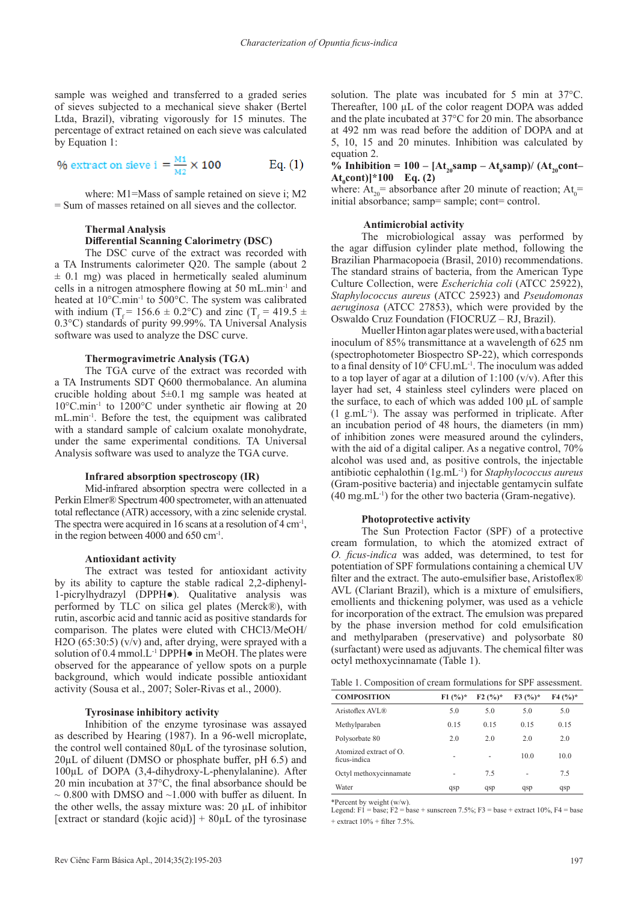sample was weighed and transferred to a graded series of sieves subjected to a mechanical sieve shaker (Bertel Ltda, Brazil), vibrating vigorously for 15 minutes. The percentage of extract retained on each sieve was calculated by Equation 1:

$$\% \text{ extract on sieve i} = \frac{M1}{M2} \times 100 \qquad \text{Eq. (1)}$$

where: M1=Mass of sample retained on sieve i; M2 = Sum of masses retained on all sieves and the collector.

### Thermal Analysis

#### Differential Scanning Calorimetry (DSC)

The DSC curve of the extract was recorded with a TA Instruments calorimeter Q20. The sample (about 2 ± 0.1 mg) was placed in hermetically sealed aluminum cells in a nitrogen atmosphere flowing at 50 $mL.min^{-1}$ and heated at 10°$C.min^{-1}$ to 500°C. The system was calibrated with indium ($T_f$ = 156.6 ± 0.2°C) and zinc ($T_f$ = 419.5 ± 0.3°C) standards of purity 99.99%. TA Universal Analysis software was used to analyze the DSC curve.

#### Thermogravimetric Analysis (TGA)

The TGA curve of the extract was recorded with a TA Instruments SDT Q600 thermobalance. An alumina crucible holding about 5±0.1 mg sample was heated at 10°$C.min^{-1}$ to 1200°C under synthetic air flowing at 20 $mL.min^{-1}$. Before the test, the equipment was calibrated with a standard sample of calcium oxalate monohydrate, under the same experimental conditions. TA Universal Analysis software was used to analyze the TGA curve.

### Infrared absorption spectroscopy (IR)

Mid-infrared absorption spectra were collected in a Perkin Elmer® Spectrum 400 spectrometer, with an attenuated total reflectance (ATR) accessory, with a zinc selenide crystal. The spectra were acquired in 16 scans at a resolution of 4 $cm^{-1}$, in the region between 4000 and 650 $cm^{-1}$.

### Antioxidant activity

The extract was tested for antioxidant activity by its ability to capture the stable radical 2,2-diphenyl-1-picrylhydrazyl (DPPH●). Qualitative analysis was performed by TLC on silica gel plates (Merck®), with rutin, ascorbic acid and tannic acid as positive standards for comparison. The plates were eluted with CHCl3/MeOH/H2O (65:30:5) (v/v) and, after drying, were sprayed with a solution of 0.4 $mmol.L^{-1}$ DPPH● in MeOH. The plates were observed for the appearance of yellow spots on a purple background, which would indicate possible antioxidant activity (Sousa et al., 2007; Soler-Rivas et al., 2000).

### Tyrosinase inhibitory activity

Inhibition of the enzyme tyrosinase was assayed as described by Hearing (1987). In a 96-well microplate, the control well contained 80µL of the tyrosinase solution, 20µL of diluent (DMSO or phosphate buffer, pH 6.5) and 100µL of DOPA (3,4-dihydroxy-L-phenylalanine). After 20 min incubation at 37°C, the final absorbance should be ~ 0.800 with DMSO and ~1.000 with buffer as diluent. In the other wells, the assay mixture was: 20 µL of inhibitor [extract or standard (kojic acid)] + 80µL of the tyrosinase solution. The plate was incubated for 5 min at 37°C. Thereafter, 100 µL of the color reagent DOPA was added and the plate incubated at 37°C for 20 min. The absorbance at 492 nm was read before the addition of DOPA and at 5, 10, 15 and 20 minutes. Inhibition was calculated by equation 2.

**% Inhibition = 100 – [$At_{20}$samp – $At_0$samp)/ ($At_{20}$cont–$At_0$cont)]*100 Eq. (2)**

where: $At_{20}$= absorbance after 20 minute of reaction; $At_0$= initial absorbance; samp= sample; cont= control.

### Antimicrobial activity

The microbiological assay was performed by the agar diffusion cylinder plate method, following the Brazilian Pharmacopoeia (Brasil, 2010) recommendations. The standard strains of bacteria, from the American Type Culture Collection, were *Escherichia coli* (ATCC 25922), *Staphylococcus aureus* (ATCC 25923) and *Pseudomonas aeruginosa* (ATCC 27853), which were provided by the Oswaldo Cruz Foundation (FIOCRUZ – RJ, Brazil).

Mueller Hinton agar plates were used, with a bacterial inoculum of 85% transmittance at a wavelength of 625 nm (spectrophotometer Biospectro SP-22), which corresponds to a final density of $10^6$ $CFU.mL^{-1}$. The inoculum was added to a top layer of agar at a dilution of 1:100 (v/v). After this layer had set, 4 stainless steel cylinders were placed on the surface, to each of which was added 100 µL of sample (1 $g.mL^{-1}$). The assay was performed in triplicate. After an incubation period of 48 hours, the diameters (in mm) of inhibition zones were measured around the cylinders, with the aid of a digital caliper. As a negative control, 70% alcohol was used and, as positive controls, the injectable antibiotic cephalothin (1$g.mL^{-1}$) for *Staphylococcus aureus* (Gram-positive bacteria) and injectable gentamycin sulfate (40 $mg.mL^{-1}$) for the other two bacteria (Gram-negative).

### Photoprotective activity

The Sun Protection Factor (SPF) of a protective cream formulation, to which the atomized extract of *O. ficus-indica* was added, was determined, to test for potentiation of SPF formulations containing a chemical UV filter and the extract. The auto-emulsifier base, Aristoflex® AVL (Clariant Brazil), which is a mixture of emulsifiers, emollients and thickening polymer, was used as a vehicle for incorporation of the extract. The emulsion was prepared by the phase inversion method for cold emulsification and methylparaben (preservative) and polysorbate 80 (surfactant) were used as adjuvants. The chemical filter was octyl methoxycinnamate (Table 1).

Table 1. Composition of cream formulations for SPF assessment.

| COMPOSITION | F1 (%)* | F2 (%)* | F3 (%)* | F4 (%)* |
|---|---|---|---|---|
| Aristoflex AVL® | 5.0 | 5.0 | 5.0 | 5.0 |
| Methylparaben | 0.15 | 0.15 | 0.15 | 0.15 |
| Polysorbate 80 | 2.0 | 2.0 | 2.0 | 2.0 |
| Atomized extract of O. ficus-indica | - | - | 10.0 | 10.0 |
| Octyl methoxycinnamate | - | 7.5 | - | 7.5 |
| Water | qsp | qsp | qsp | qsp |

*Percent by weight (w/w).
Legend: F1 = base; F2 = base + sunscreen 7.5%; F3 = base + extract 10%, F4 = base + extract 10% + filter 7.5%.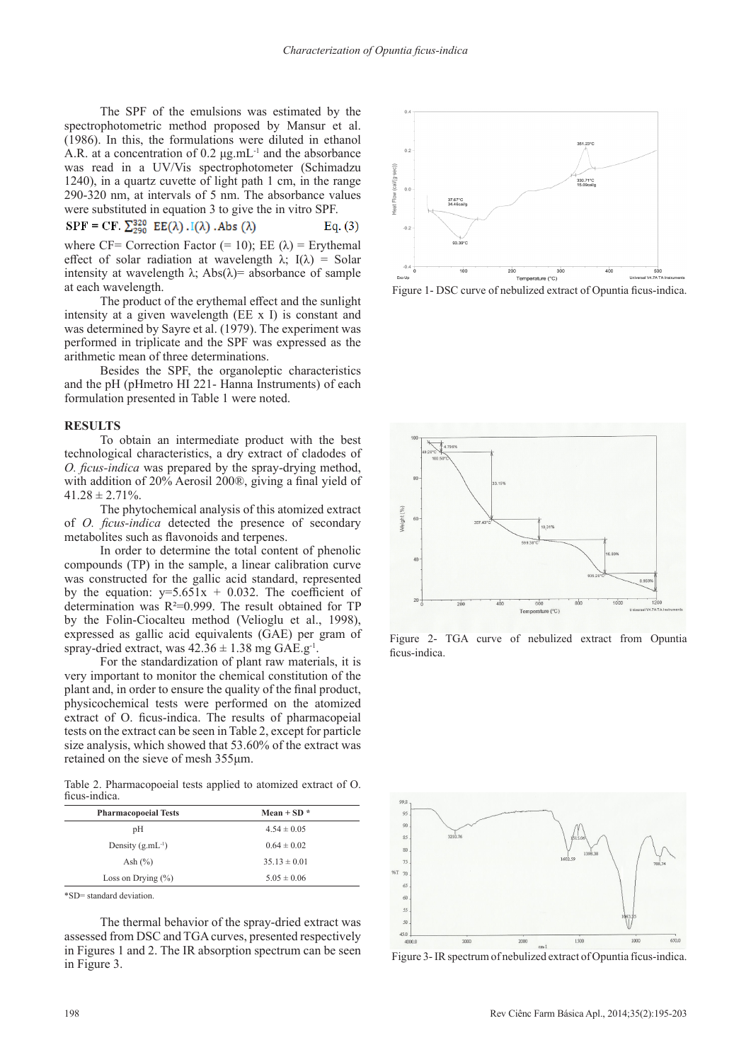The SPF of the emulsions was estimated by the spectrophotometric method proposed by Mansur et al. (1986). In this, the formulations were diluted in ethanol A.R. at a concentration of 0.2 μg.mL$^{-1}$ and the absorbance was read in a UV/Vis spectrophotometer (Schimadzu 1240), in a quartz cuvette of light path 1 cm, in the range 290-320 nm, at intervals of 5 nm. The absorbance values were substituted in equation 3 to give the in vitro SPF.

$$SPF = CF.\sum_{290}^{320} EE(\lambda).I(\lambda).Abs(\lambda) \quad \text{Eq. (3)}$$

where CF= Correction Factor (= 10); EE (λ) = Erythemal effect of solar radiation at wavelength λ; I(λ) = Solar intensity at wavelength λ; Abs(λ)= absorbance of sample at each wavelength.

The product of the erythemal effect and the sunlight intensity at a given wavelength (EE x I) is constant and was determined by Sayre et al. (1979). The experiment was performed in triplicate and the SPF was expressed as the arithmetic mean of three determinations.

Besides the SPF, the organoleptic characteristics and the pH (pHmetro HI 221- Hanna Instruments) of each formulation presented in Table 1 were noted.

## RESULTS

To obtain an intermediate product with the best technological characteristics, a dry extract of cladodes of *O. ficus-indica* was prepared by the spray-drying method, with addition of 20% Aerosil 200®, giving a final yield of 41.28 ± 2.71%.

The phytochemical analysis of this atomized extract of *O. ficus-indica* detected the presence of secondary metabolites such as flavonoids and terpenes.

In order to determine the total content of phenolic compounds (TP) in the sample, a linear calibration curve was constructed for the gallic acid standard, represented by the equation: $y=5.651x + 0.032$. The coefficient of determination was $R^2=0.999$. The result obtained for TP by the Folin-Ciocalteu method (Velioglu et al., 1998), expressed as gallic acid equivalents (GAE) per gram of spray-dried extract, was 42.36 ± 1.38 mg GAE.g$^{-1}$.

For the standardization of plant raw materials, it is very important to monitor the chemical constitution of the plant and, in order to ensure the quality of the final product, physicochemical tests were performed on the atomized extract of O. ficus-indica. The results of pharmacopeial tests on the extract can be seen in Table 2, except for particle size analysis, which showed that 53.60% of the extract was retained on the sieve of mesh 355μm.

Table 2. Pharmacopoeial tests applied to atomized extract of O. ficus-indica.

| Pharmacopoeial Tests | Mean + SD * |
|---|---|
| pH | 4.54 ± 0.05 |
| Density (g.mL$^{-1}$) | 0.64 ± 0.02 |
| Ash (%) | 35.13 ± 0.01 |
| Loss on Drying (%) | 5.05 ± 0.06 |

*SD= standard deviation.

The thermal behavior of the spray-dried extract was assessed from DSC and TGA curves, presented respectively in Figures 1 and 2. The IR absorption spectrum can be seen in Figure 3.

Figure 1- DSC curve of nebulized extract of Opuntia ficus-indica.

Figure 2- TGA curve of nebulized extract from Opuntia ficus-indica.

Figure 3- IR spectrum of nebulized extract of Opuntia ficus-indica.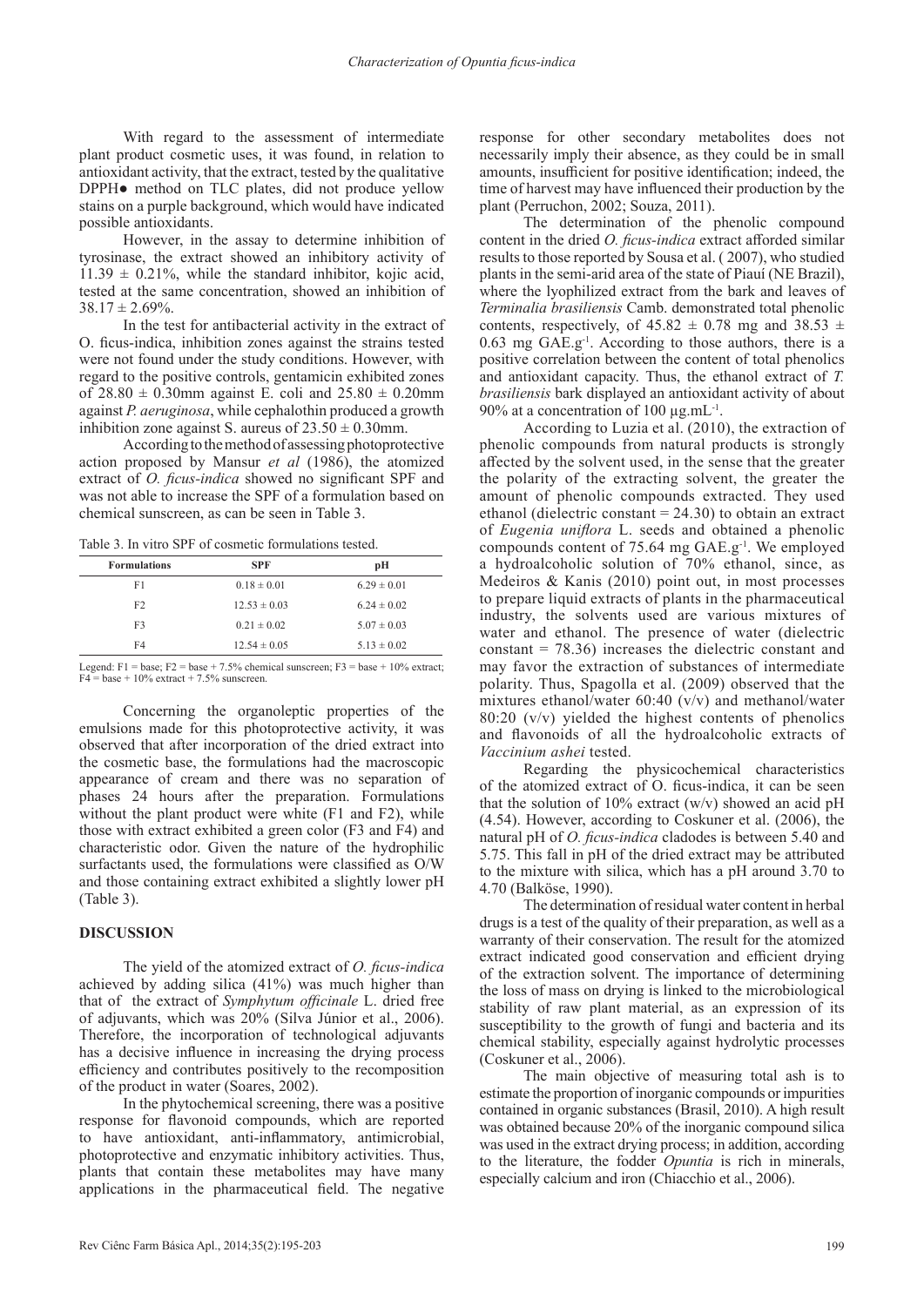With regard to the assessment of intermediate plant product cosmetic uses, it was found, in relation to antioxidant activity, that the extract, tested by the qualitative DPPH● method on TLC plates, did not produce yellow stains on a purple background, which would have indicated possible antioxidants.

However, in the assay to determine inhibition of tyrosinase, the extract showed an inhibitory activity of $11.39 \pm 0.21\%$, while the standard inhibitor, kojic acid, tested at the same concentration, showed an inhibition of $38.17 \pm 2.69\%$.

In the test for antibacterial activity in the extract of O. ficus-indica, inhibition zones against the strains tested were not found under the study conditions. However, with regard to the positive controls, gentamicin exhibited zones of $28.80 \pm 0.30$mm against E. coli and $25.80 \pm 0.20$mm against *P. aeruginosa*, while cephalothin produced a growth inhibition zone against S. aureus of $23.50 \pm 0.30$mm.

According to the method of assessing photoprotective action proposed by Mansur *et al* (1986), the atomized extract of *O. ficus-indica* showed no significant SPF and was not able to increase the SPF of a formulation based on chemical sunscreen, as can be seen in Table 3.

Table 3. In vitro SPF of cosmetic formulations tested.

| Formulations | SPF | pH |
|---|---|---|
| F1 | $0.18 \pm 0.01$ | $6.29 \pm 0.01$ |
| F2 | $12.53 \pm 0.03$ | $6.24 \pm 0.02$ |
| F3 | $0.21 \pm 0.02$ | $5.07 \pm 0.03$ |
| F4 | $12.54 \pm 0.05$ | $5.13 \pm 0.02$ |

Legend: F1 = base; F2 = base + 7.5% chemical sunscreen; F3 = base + 10% extract; F4 = base + 10% extract + 7.5% sunscreen.

Concerning the organoleptic properties of the emulsions made for this photoprotective activity, it was observed that after incorporation of the dried extract into the cosmetic base, the formulations had the macroscopic appearance of cream and there was no separation of phases 24 hours after the preparation. Formulations without the plant product were white (F1 and F2), while those with extract exhibited a green color (F3 and F4) and characteristic odor. Given the nature of the hydrophilic surfactants used, the formulations were classified as O/W and those containing extract exhibited a slightly lower pH (Table 3).

## DISCUSSION

The yield of the atomized extract of *O. ficus-indica* achieved by adding silica (41%) was much higher than that of the extract of *Symphytum officinale* L. dried free of adjuvants, which was 20% (Silva Júnior et al., 2006). Therefore, the incorporation of technological adjuvants has a decisive influence in increasing the drying process efficiency and contributes positively to the recomposition of the product in water (Soares, 2002).

In the phytochemical screening, there was a positive response for flavonoid compounds, which are reported to have antioxidant, anti-inflammatory, antimicrobial, photoprotective and enzymatic inhibitory activities. Thus, plants that contain these metabolites may have many applications in the pharmaceutical field. The negative response for other secondary metabolites does not necessarily imply their absence, as they could be in small amounts, insufficient for positive identification; indeed, the time of harvest may have influenced their production by the plant (Perruchon, 2002; Souza, 2011).

The determination of the phenolic compound content in the dried *O. ficus-indica* extract afforded similar results to those reported by Sousa et al. ( 2007), who studied plants in the semi-arid area of the state of Piauí (NE Brazil), where the lyophilized extract from the bark and leaves of *Terminalia brasiliensis* Camb. demonstrated total phenolic contents, respectively, of $45.82 \pm 0.78$ mg and $38.53 \pm 0.63$ mg GAE.g$^{-1}$. According to those authors, there is a positive correlation between the content of total phenolics and antioxidant capacity. Thus, the ethanol extract of *T. brasiliensis* bark displayed an antioxidant activity of about 90% at a concentration of 100 µg.mL$^{-1}$.

According to Luzia et al. (2010), the extraction of phenolic compounds from natural products is strongly affected by the solvent used, in the sense that the greater the polarity of the extracting solvent, the greater the amount of phenolic compounds extracted. They used ethanol (dielectric constant = 24.30) to obtain an extract of *Eugenia uniflora* L. seeds and obtained a phenolic compounds content of 75.64 mg GAE.g$^{-1}$. We employed a hydroalcoholic solution of 70% ethanol, since, as Medeiros & Kanis (2010) point out, in most processes to prepare liquid extracts of plants in the pharmaceutical industry, the solvents used are various mixtures of water and ethanol. The presence of water (dielectric constant = 78.36) increases the dielectric constant and may favor the extraction of substances of intermediate polarity. Thus, Spagolla et al. (2009) observed that the mixtures ethanol/water 60:40 (v/v) and methanol/water 80:20 (v/v) yielded the highest contents of phenolics and flavonoids of all the hydroalcoholic extracts of *Vaccinium ashei* tested.

Regarding the physicochemical characteristics of the atomized extract of O. ficus-indica, it can be seen that the solution of 10% extract (w/v) showed an acid pH (4.54). However, according to Coskuner et al. (2006), the natural pH of *O. ficus-indica* cladodes is between 5.40 and 5.75. This fall in pH of the dried extract may be attributed to the mixture with silica, which has a pH around 3.70 to 4.70 (Balköse, 1990).

The determination of residual water content in herbal drugs is a test of the quality of their preparation, as well as a warranty of their conservation. The result for the atomized extract indicated good conservation and efficient drying of the extraction solvent. The importance of determining the loss of mass on drying is linked to the microbiological stability of raw plant material, as an expression of its susceptibility to the growth of fungi and bacteria and its chemical stability, especially against hydrolytic processes (Coskuner et al., 2006).

The main objective of measuring total ash is to estimate the proportion of inorganic compounds or impurities contained in organic substances (Brasil, 2010). A high result was obtained because 20% of the inorganic compound silica was used in the extract drying process; in addition, according to the literature, the fodder *Opuntia* is rich in minerals, especially calcium and iron (Chiacchio et al., 2006).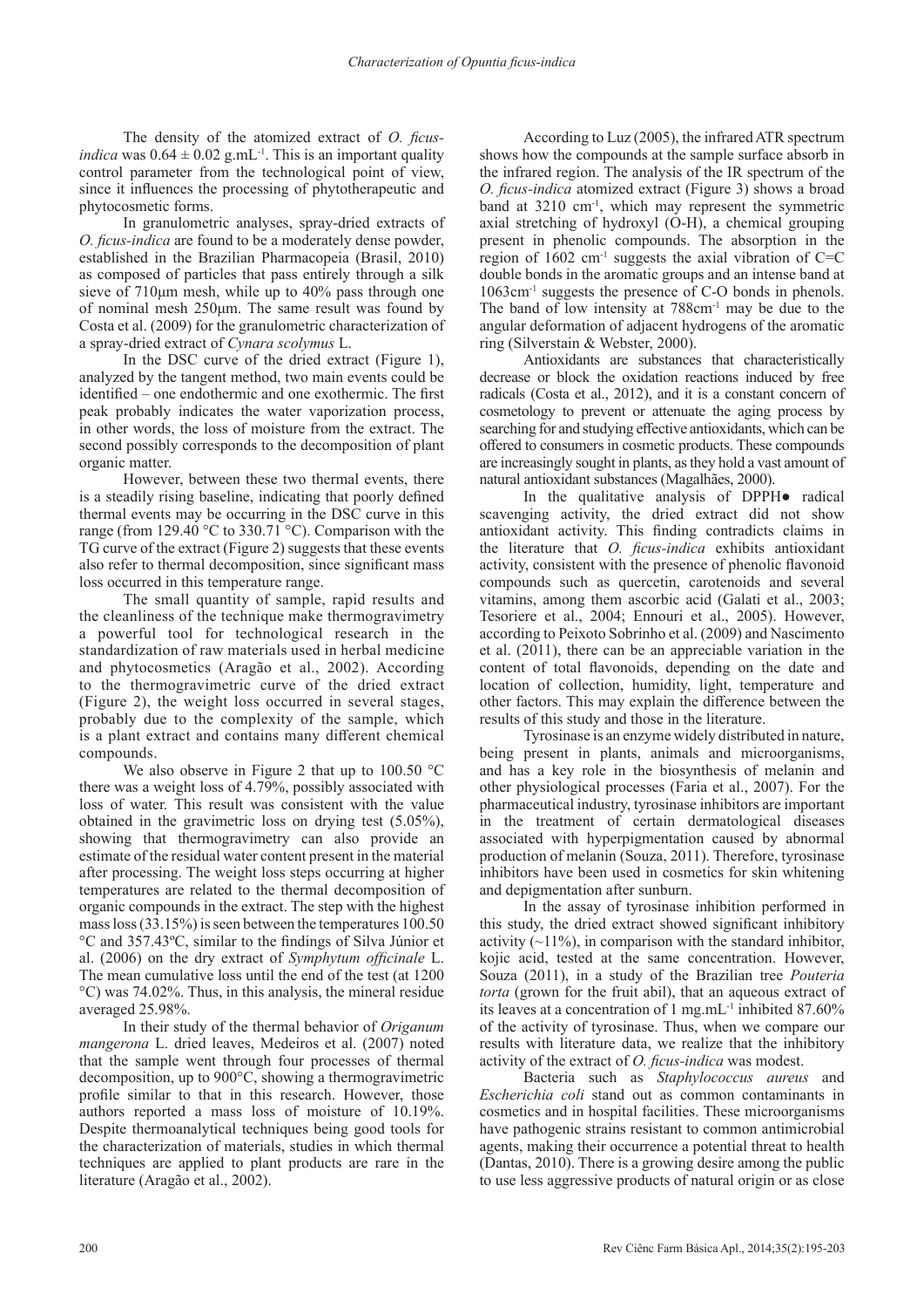The density of the atomized extract of *O. ficus-indica* was $0.64 \pm 0.02$ g.mL$^{-1}$. This is an important quality control parameter from the technological point of view, since it influences the processing of phytotherapeutic and phytocosmetic forms.

In granulometric analyses, spray-dried extracts of *O. ficus-indica* are found to be a moderately dense powder, established in the Brazilian Pharmacopeia (Brasil, 2010) as composed of particles that pass entirely through a silk sieve of 710μm mesh, while up to 40% pass through one of nominal mesh 250μm. The same result was found by Costa et al. (2009) for the granulometric characterization of a spray-dried extract of *Cynara scolymus* L.

In the DSC curve of the dried extract (Figure 1), analyzed by the tangent method, two main events could be identified – one endothermic and one exothermic. The first peak probably indicates the water vaporization process, in other words, the loss of moisture from the extract. The second possibly corresponds to the decomposition of plant organic matter.

However, between these two thermal events, there is a steadily rising baseline, indicating that poorly defined thermal events may be occurring in the DSC curve in this range (from 129.40 °C to 330.71 °C). Comparison with the TG curve of the extract (Figure 2) suggests that these events also refer to thermal decomposition, since significant mass loss occurred in this temperature range.

The small quantity of sample, rapid results and the cleanliness of the technique make thermogravimetry a powerful tool for technological research in the standardization of raw materials used in herbal medicine and phytocosmetics (Aragão et al., 2002). According to the thermogravimetric curve of the dried extract (Figure 2), the weight loss occurred in several stages, probably due to the complexity of the sample, which is a plant extract and contains many different chemical compounds.

We also observe in Figure 2 that up to 100.50 °C there was a weight loss of 4.79%, possibly associated with loss of water. This result was consistent with the value obtained in the gravimetric loss on drying test (5.05%), showing that thermogravimetry can also provide an estimate of the residual water content present in the material after processing. The weight loss steps occurring at higher temperatures are related to the thermal decomposition of organic compounds in the extract. The step with the highest mass loss (33.15%) is seen between the temperatures 100.50 °C and 357.43ºC, similar to the findings of Silva Júnior et al. (2006) on the dry extract of *Symphytum officinale* L. The mean cumulative loss until the end of the test (at 1200 °C) was 74.02%. Thus, in this analysis, the mineral residue averaged 25.98%.

In their study of the thermal behavior of *Origanum mangerona* L. dried leaves, Medeiros et al. (2007) noted that the sample went through four processes of thermal decomposition, up to 900°C, showing a thermogravimetric profile similar to that in this research. However, those authors reported a mass loss of moisture of 10.19%. Despite thermoanalytical techniques being good tools for the characterization of materials, studies in which thermal techniques are applied to plant products are rare in the literature (Aragão et al., 2002).

According to Luz (2005), the infrared ATR spectrum shows how the compounds at the sample surface absorb in the infrared region. The analysis of the IR spectrum of the *O. ficus-indica* atomized extract (Figure 3) shows a broad band at 3210 cm$^{-1}$, which may represent the symmetric axial stretching of hydroxyl (O-H), a chemical grouping present in phenolic compounds. The absorption in the region of 1602 cm$^{-1}$ suggests the axial vibration of C=C double bonds in the aromatic groups and an intense band at 1063cm$^{-1}$ suggests the presence of C-O bonds in phenols. The band of low intensity at 788cm$^{-1}$ may be due to the angular deformation of adjacent hydrogens of the aromatic ring (Silverstain & Webster, 2000).

Antioxidants are substances that characteristically decrease or block the oxidation reactions induced by free radicals (Costa et al., 2012), and it is a constant concern of cosmetology to prevent or attenuate the aging process by searching for and studying effective antioxidants, which can be offered to consumers in cosmetic products. These compounds are increasingly sought in plants, as they hold a vast amount of natural antioxidant substances (Magalhães, 2000).

In the qualitative analysis of DPPH● radical scavenging activity, the dried extract did not show antioxidant activity. This finding contradicts claims in the literature that *O. ficus-indica* exhibits antioxidant activity, consistent with the presence of phenolic flavonoid compounds such as quercetin, carotenoids and several vitamins, among them ascorbic acid (Galati et al., 2003; Tesoriere et al., 2004; Ennouri et al., 2005). However, according to Peixoto Sobrinho et al. (2009) and Nascimento et al. (2011), there can be an appreciable variation in the content of total flavonoids, depending on the date and location of collection, humidity, light, temperature and other factors. This may explain the difference between the results of this study and those in the literature.

Tyrosinase is an enzyme widely distributed in nature, being present in plants, animals and microorganisms, and has a key role in the biosynthesis of melanin and other physiological processes (Faria et al., 2007). For the pharmaceutical industry, tyrosinase inhibitors are important in the treatment of certain dermatological diseases associated with hyperpigmentation caused by abnormal production of melanin (Souza, 2011). Therefore, tyrosinase inhibitors have been used in cosmetics for skin whitening and depigmentation after sunburn.

In the assay of tyrosinase inhibition performed in this study, the dried extract showed significant inhibitory activity (~11%), in comparison with the standard inhibitor, kojic acid, tested at the same concentration. However, Souza (2011), in a study of the Brazilian tree *Pouteria torta* (grown for the fruit abil), that an aqueous extract of its leaves at a concentration of 1 mg.mL$^{-1}$ inhibited 87.60% of the activity of tyrosinase. Thus, when we compare our results with literature data, we realize that the inhibitory activity of the extract of *O. ficus-indica* was modest.

Bacteria such as *Staphylococcus aureus* and *Escherichia coli* stand out as common contaminants in cosmetics and in hospital facilities. These microorganisms have pathogenic strains resistant to common antimicrobial agents, making their occurrence a potential threat to health (Dantas, 2010). There is a growing desire among the public to use less aggressive products of natural origin or as close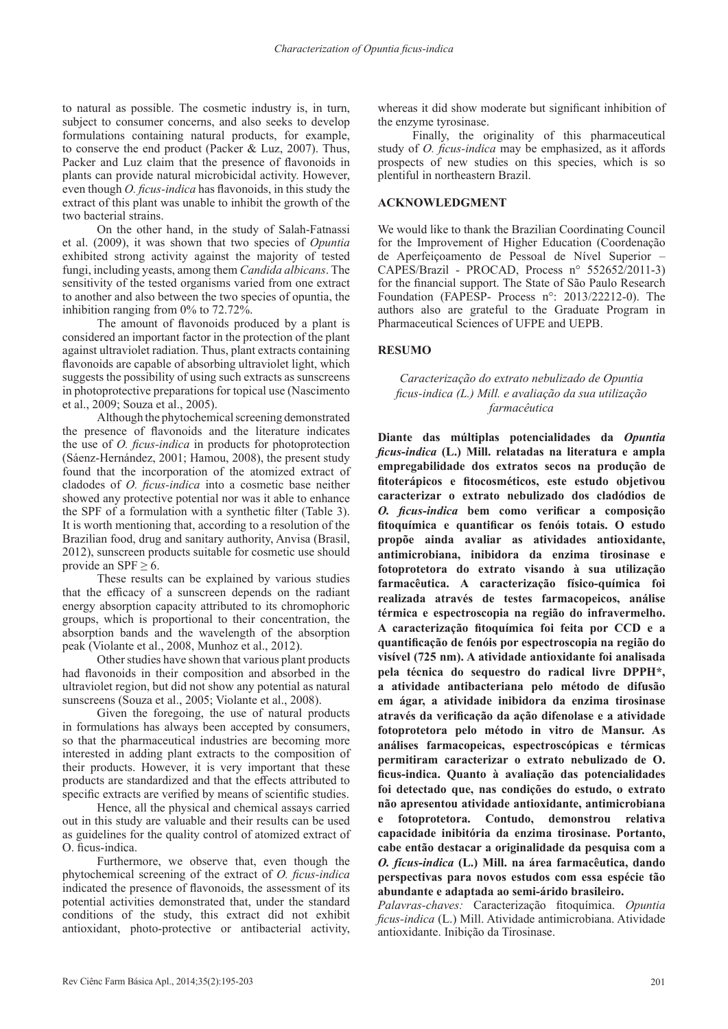to natural as possible. The cosmetic industry is, in turn, subject to consumer concerns, and also seeks to develop formulations containing natural products, for example, to conserve the end product (Packer & Luz, 2007). Thus, Packer and Luz claim that the presence of flavonoids in plants can provide natural microbicidal activity. However, even though *O. ficus-indica* has flavonoids, in this study the extract of this plant was unable to inhibit the growth of the two bacterial strains.

On the other hand, in the study of Salah-Fatnassi et al. (2009), it was shown that two species of *Opuntia* exhibited strong activity against the majority of tested fungi, including yeasts, among them *Candida albicans*. The sensitivity of the tested organisms varied from one extract to another and also between the two species of opuntia, the inhibition ranging from 0% to 72.72%.

The amount of flavonoids produced by a plant is considered an important factor in the protection of the plant against ultraviolet radiation. Thus, plant extracts containing flavonoids are capable of absorbing ultraviolet light, which suggests the possibility of using such extracts as sunscreens in photoprotective preparations for topical use (Nascimento et al., 2009; Souza et al., 2005).

Although the phytochemical screening demonstrated the presence of flavonoids and the literature indicates the use of *O. ficus-indica* in products for photoprotection (Sáenz-Hernández, 2001; Hamou, 2008), the present study found that the incorporation of the atomized extract of cladodes of *O. ficus-indica* into a cosmetic base neither showed any protective potential nor was it able to enhance the SPF of a formulation with a synthetic filter (Table 3). It is worth mentioning that, according to a resolution of the Brazilian food, drug and sanitary authority, Anvisa (Brasil, 2012), sunscreen products suitable for cosmetic use should provide an SPF $\geq 6$.

These results can be explained by various studies that the efficacy of a sunscreen depends on the radiant energy absorption capacity attributed to its chromophoric groups, which is proportional to their concentration, the absorption bands and the wavelength of the absorption peak (Violante et al., 2008, Munhoz et al., 2012).

Other studies have shown that various plant products had flavonoids in their composition and absorbed in the ultraviolet region, but did not show any potential as natural sunscreens (Souza et al., 2005; Violante et al., 2008).

Given the foregoing, the use of natural products in formulations has always been accepted by consumers, so that the pharmaceutical industries are becoming more interested in adding plant extracts to the composition of their products. However, it is very important that these products are standardized and that the effects attributed to specific extracts are verified by means of scientific studies.

Hence, all the physical and chemical assays carried out in this study are valuable and their results can be used as guidelines for the quality control of atomized extract of O. ficus-indica.

Furthermore, we observe that, even though the phytochemical screening of the extract of *O. ficus-indica* indicated the presence of flavonoids, the assessment of its potential activities demonstrated that, under the standard conditions of the study, this extract did not exhibit antioxidant, photo-protective or antibacterial activity, whereas it did show moderate but significant inhibition of the enzyme tyrosinase.

Finally, the originality of this pharmaceutical study of *O. ficus-indica* may be emphasized, as it affords prospects of new studies on this species, which is so plentiful in northeastern Brazil.

## ACKNOWLEDGMENT

We would like to thank the Brazilian Coordinating Council for the Improvement of Higher Education (Coordenação de Aperfeiçoamento de Pessoal de Nível Superior – CAPES/Brazil - PROCAD, Process n° 552652/2011-3) for the financial support. The State of São Paulo Research Foundation (FAPESP- Process n°: 2013/22212-0). The authors also are grateful to the Graduate Program in Pharmaceutical Sciences of UFPE and UEPB.

## RESUMO

*Caracterização do extrato nebulizado de Opuntia ficus-indica (L.) Mill. e avaliação da sua utilização farmacêutica*

**Diante das múltiplas potencialidades da *Opuntia ficus-indica* (L.) Mill. relatadas na literatura e ampla empregabilidade dos extratos secos na produção de fitoterápicos e fitocosméticos, este estudo objetivou caracterizar o extrato nebulizado dos cladódios de *O. ficus-indica* bem como verificar a composição fitoquímica e quantificar os fenóis totais. O estudo propõe ainda avaliar as atividades antioxidante, antimicrobiana, inibidora da enzima tirosinase e fotoprotetora do extrato visando à sua utilização farmacêutica. A caracterização físico-química foi realizada através de testes farmacopeicos, análise térmica e espectroscopia na região do infravermelho. A caracterização fitoquímica foi feita por CCD e a quantificação de fenóis por espectroscopia na região do visível (725 nm). A atividade antioxidante foi analisada pela técnica do sequestro do radical livre DPPH*, a atividade antibacteriana pelo método de difusão em ágar, a atividade inibidora da enzima tirosinase através da verificação da ação difenolase e a atividade fotoprotetora pelo método in vitro de Mansur. As análises farmacopeicas, espectroscópicas e térmicas permitiram caracterizar o extrato nebulizado de O. ficus-indica. Quanto à avaliação das potencialidades foi detectado que, nas condições do estudo, o extrato não apresentou atividade antioxidante, antimicrobiana e fotoprotetora. Contudo, demonstrou relativa capacidade inibitória da enzima tirosinase. Portanto, cabe então destacar a originalidade da pesquisa com a *O. ficus-indica* (L.) Mill. na área farmacêutica, dando perspectivas para novos estudos com essa espécie tão abundante e adaptada ao semi-árido brasileiro.**

*Palavras-chaves:* Caracterização fitoquímica. *Opuntia ficus-indica* (L.) Mill. Atividade antimicrobiana. Atividade antioxidante. Inibição da Tirosinase.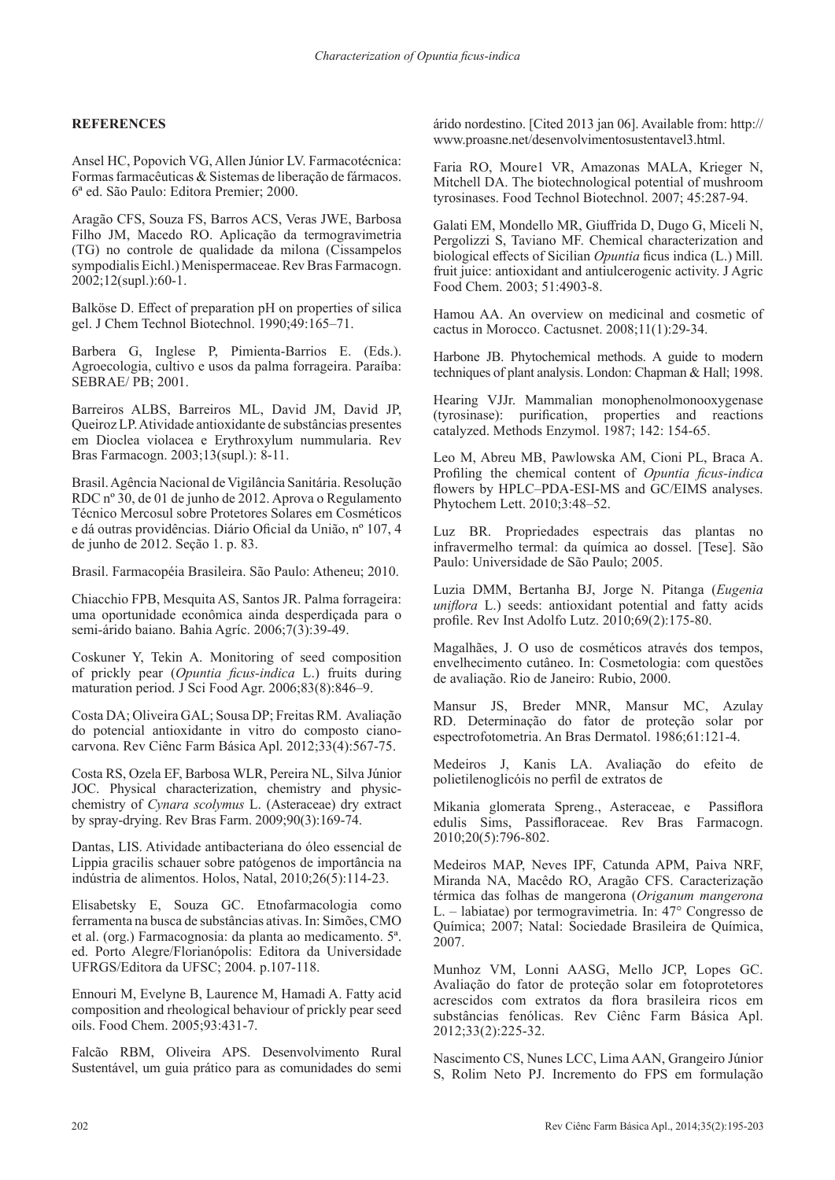## REFERENCES

Ansel HC, Popovich VG, Allen Júnior LV. Farmacotécnica: Formas farmacêuticas & Sistemas de liberação de fármacos. 6ª ed. São Paulo: Editora Premier; 2000.

Aragão CFS, Souza FS, Barros ACS, Veras JWE, Barbosa Filho JM, Macedo RO. Aplicação da termogravimetria (TG) no controle de qualidade da milona (Cissampelos sympodialis Eichl.) Menispermaceae. Rev Bras Farmacogn. 2002;12(supl.):60-1.

Balköse D. Effect of preparation pH on properties of silica gel. J Chem Technol Biotechnol. 1990;49:165–71.

Barbera G, Inglese P, Pimienta-Barrios E. (Eds.). Agroecologia, cultivo e usos da palma forrageira. Paraíba: SEBRAE/ PB; 2001.

Barreiros ALBS, Barreiros ML, David JM, David JP, Queiroz LP. Atividade antioxidante de substâncias presentes em Dioclea violacea e Erythroxylum nummularia. Rev Bras Farmacogn. 2003;13(supl.): 8-11.

Brasil. Agência Nacional de Vigilância Sanitária. Resolução RDC nº 30, de 01 de junho de 2012. Aprova o Regulamento Técnico Mercosul sobre Protetores Solares em Cosméticos e dá outras providências. Diário Oficial da União, nº 107, 4 de junho de 2012. Seção 1. p. 83.

Brasil. Farmacopéia Brasileira. São Paulo: Atheneu; 2010.

Chiacchio FPB, Mesquita AS, Santos JR. Palma forrageira: uma oportunidade econômica ainda desperdiçada para o semi-árido baiano. Bahia Agríc. 2006;7(3):39-49.

Coskuner Y, Tekin A. Monitoring of seed composition of prickly pear (*Opuntia ficus-indica* L.) fruits during maturation period. J Sci Food Agr. 2006;83(8):846–9.

Costa DA; Oliveira GAL; Sousa DP; Freitas RM. Avaliação do potencial antioxidante in vitro do composto cianocarvona. Rev Ciênc Farm Básica Apl. 2012;33(4):567-75.

Costa RS, Ozela EF, Barbosa WLR, Pereira NL, Silva Júnior JOC. Physical characterization, chemistry and physic-chemistry of *Cynara scolymus* L. (Asteraceae) dry extract by spray-drying. Rev Bras Farm. 2009;90(3):169-74.

Dantas, LIS. Atividade antibacteriana do óleo essencial de Lippia gracilis schauer sobre patógenos de importância na indústria de alimentos. Holos, Natal, 2010;26(5):114-23.

Elisabetsky E, Souza GC. Etnofarmacologia como ferramenta na busca de substâncias ativas. In: Simões, CMO et al. (org.) Farmacognosia: da planta ao medicamento. 5ª. ed. Porto Alegre/Florianópolis: Editora da Universidade UFRGS/Editora da UFSC; 2004. p.107-118.

Ennouri M, Evelyne B, Laurence M, Hamadi A. Fatty acid composition and rheological behaviour of prickly pear seed oils. Food Chem. 2005;93:431-7.

Falcão RBM, Oliveira APS. Desenvolvimento Rural Sustentável, um guia prático para as comunidades do semi árido nordestino. [Cited 2013 jan 06]. Available from: http://www.proasne.net/desenvolvimentosustentavel3.html.

Faria RO, Moure1 VR, Amazonas MALA, Krieger N, Mitchell DA. The biotechnological potential of mushroom tyrosinases. Food Technol Biotechnol. 2007; 45:287-94.

Galati EM, Mondello MR, Giuffrida D, Dugo G, Miceli N, Pergolizzi S, Taviano MF. Chemical characterization and biological effects of Sicilian *Opuntia* ficus indica (L.) Mill. fruit juice: antioxidant and antiulcerogenic activity. J Agric Food Chem. 2003; 51:4903-8.

Hamou AA. An overview on medicinal and cosmetic of cactus in Morocco. Cactusnet. 2008;11(1):29-34.

Harbone JB. Phytochemical methods. A guide to modern techniques of plant analysis. London: Chapman & Hall; 1998.

Hearing VJJr. Mammalian monophenolmonooxygenase (tyrosinase): purification, properties and reactions catalyzed. Methods Enzymol. 1987; 142: 154-65.

Leo M, Abreu MB, Pawlowska AM, Cioni PL, Braca A. Profiling the chemical content of *Opuntia ficus-indica* flowers by HPLC–PDA-ESI-MS and GC/EIMS analyses. Phytochem Lett. 2010;3:48–52.

Luz BR. Propriedades espectrais das plantas no infravermelho termal: da química ao dossel. [Tese]. São Paulo: Universidade de São Paulo; 2005.

Luzia DMM, Bertanha BJ, Jorge N. Pitanga (*Eugenia uniflora* L.) seeds: antioxidant potential and fatty acids profile. Rev Inst Adolfo Lutz. 2010;69(2):175-80.

Magalhães, J. O uso de cosméticos através dos tempos, envelhecimento cutâneo. In: Cosmetologia: com questões de avaliação. Rio de Janeiro: Rubio, 2000.

Mansur JS, Breder MNR, Mansur MC, Azulay RD. Determinação do fator de proteção solar por espectrofotometria. An Bras Dermatol. 1986;61:121-4.

Medeiros J, Kanis LA. Avaliação do efeito de polietilenoglicóis no perfil de extratos de Mikania glomerata Spreng., Asteraceae, e Passiflora edulis Sims, Passifloraceae. Rev Bras Farmacogn. 2010;20(5):796-802.

Medeiros MAP, Neves IPF, Catunda APM, Paiva NRF, Miranda NA, Macêdo RO, Aragão CFS. Caracterização térmica das folhas de mangerona (*Origanum mangerona* L. – labiatae) por termogravimetria. In: 47° Congresso de Química; 2007; Natal: Sociedade Brasileira de Química, 2007.

Munhoz VM, Lonni AASG, Mello JCP, Lopes GC. Avaliação do fator de proteção solar em fotoprotetores acrescidos com extratos da flora brasileira ricos em substâncias fenólicas. Rev Ciênc Farm Básica Apl. 2012;33(2):225-32.

Nascimento CS, Nunes LCC, Lima AAN, Grangeiro Júnior S, Rolim Neto PJ. Incremento do FPS em formulação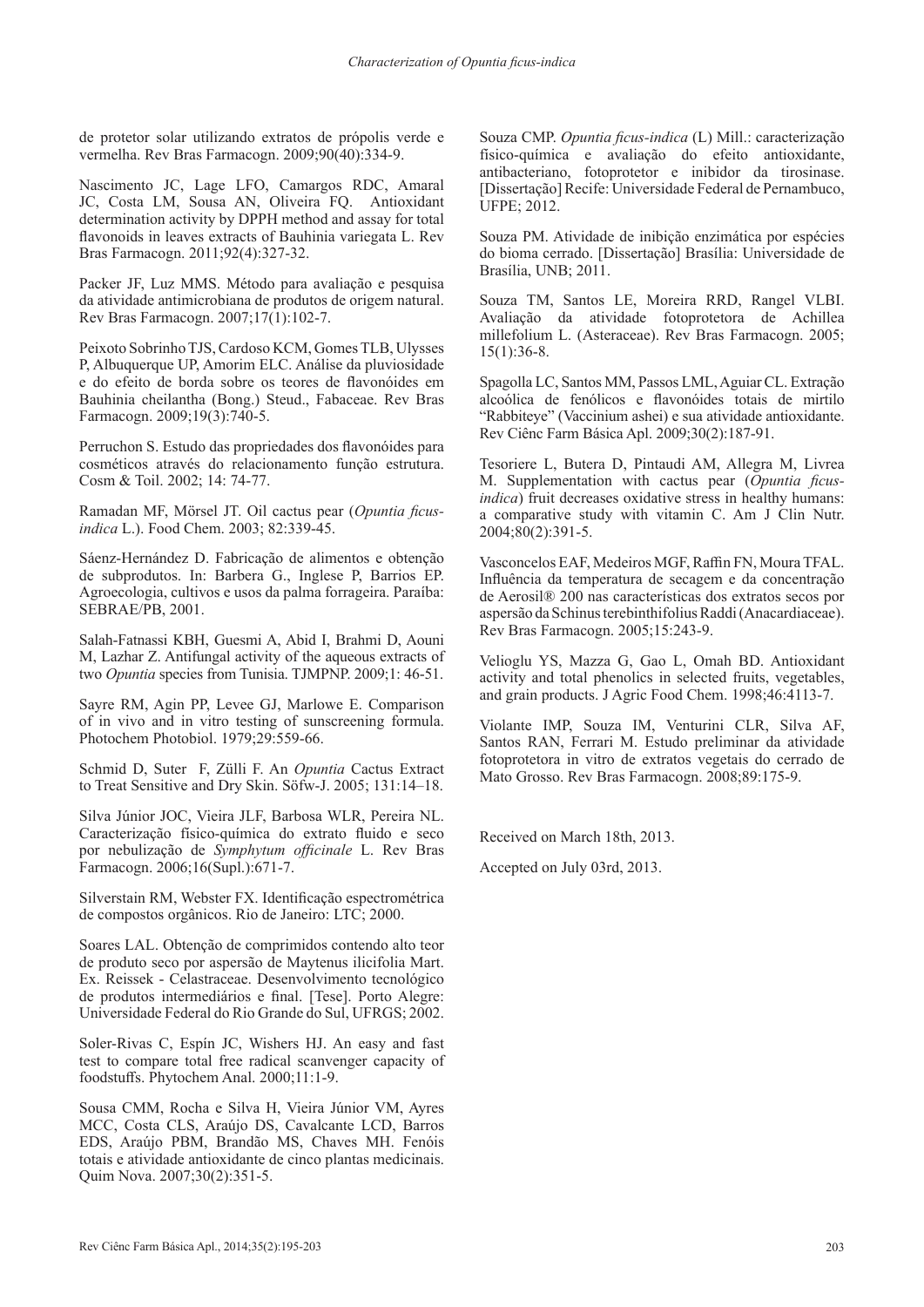de protetor solar utilizando extratos de própolis verde e vermelha. Rev Bras Farmacogn. 2009;90(40):334-9.

Nascimento JC, Lage LFO, Camargos RDC, Amaral JC, Costa LM, Sousa AN, Oliveira FQ. Antioxidant determination activity by DPPH method and assay for total flavonoids in leaves extracts of Bauhinia variegata L. Rev Bras Farmacogn. 2011;92(4):327-32.

Packer JF, Luz MMS. Método para avaliação e pesquisa da atividade antimicrobiana de produtos de origem natural. Rev Bras Farmacogn. 2007;17(1):102-7.

Peixoto Sobrinho TJS, Cardoso KCM, Gomes TLB, Ulysses P, Albuquerque UP, Amorim ELC. Análise da pluviosidade e do efeito de borda sobre os teores de flavonóides em Bauhinia cheilantha (Bong.) Steud., Fabaceae. Rev Bras Farmacogn. 2009;19(3):740-5.

Perruchon S. Estudo das propriedades dos flavonóides para cosméticos através do relacionamento função estrutura. Cosm & Toil. 2002; 14: 74-77.

Ramadan MF, Mörsel JT. Oil cactus pear (*Opuntia ficus-indica* L.). Food Chem. 2003; 82:339-45.

Sáenz-Hernández D. Fabricação de alimentos e obtenção de subprodutos. In: Barbera G., Inglese P, Barrios EP. Agroecologia, cultivos e usos da palma forrageira. Paraíba: SEBRAE/PB, 2001.

Salah-Fatnassi KBH, Guesmi A, Abid I, Brahmi D, Aouni M, Lazhar Z. Antifungal activity of the aqueous extracts of two *Opuntia* species from Tunisia. TJMPNP. 2009;1: 46-51.

Sayre RM, Agin PP, Levee GJ, Marlowe E. Comparison of in vivo and in vitro testing of sunscreening formula. Photochem Photobiol. 1979;29:559-66.

Schmid D, Suter F, Zülli F. An *Opuntia* Cactus Extract to Treat Sensitive and Dry Skin. Söfw-J. 2005; 131:14–18.

Silva Júnior JOC, Vieira JLF, Barbosa WLR, Pereira NL. Caracterização físico-química do extrato fluido e seco por nebulização de *Symphytum officinale* L. Rev Bras Farmacogn. 2006;16(Supl.):671-7.

Silverstain RM, Webster FX. Identificação espectrométrica de compostos orgânicos. Rio de Janeiro: LTC; 2000.

Soares LAL. Obtenção de comprimidos contendo alto teor de produto seco por aspersão de Maytenus ilicifolia Mart. Ex. Reissek - Celastraceae. Desenvolvimento tecnológico de produtos intermediários e final. [Tese]. Porto Alegre: Universidade Federal do Rio Grande do Sul, UFRGS; 2002.

Soler-Rivas C, Espín JC, Wishers HJ. An easy and fast test to compare total free radical scanvenger capacity of foodstuffs. Phytochem Anal. 2000;11:1-9.

Sousa CMM, Rocha e Silva H, Vieira Júnior VM, Ayres MCC, Costa CLS, Araújo DS, Cavalcante LCD, Barros EDS, Araújo PBM, Brandão MS, Chaves MH. Fenóis totais e atividade antioxidante de cinco plantas medicinais. Quim Nova. 2007;30(2):351-5.

Souza CMP. *Opuntia ficus-indica* (L) Mill.: caracterização físico-química e avaliação do efeito antioxidante, antibacteriano, fotoprotetor e inibidor da tirosinase. [Dissertação] Recife: Universidade Federal de Pernambuco, UFPE; 2012.

Souza PM. Atividade de inibição enzimática por espécies do bioma cerrado. [Dissertação] Brasília: Universidade de Brasília, UNB; 2011.

Souza TM, Santos LE, Moreira RRD, Rangel VLBI. Avaliação da atividade fotoprotetora de Achillea millefolium L. (Asteraceae). Rev Bras Farmacogn. 2005; 15(1):36-8.

Spagolla LC, Santos MM, Passos LML, Aguiar CL. Extração alcoólica de fenólicos e flavonóides totais de mirtilo "Rabbiteye" (Vaccinium ashei) e sua atividade antioxidante. Rev Ciênc Farm Básica Apl. 2009;30(2):187-91.

Tesoriere L, Butera D, Pintaudi AM, Allegra M, Livrea M. Supplementation with cactus pear (*Opuntia ficus-indica*) fruit decreases oxidative stress in healthy humans: a comparative study with vitamin C. Am J Clin Nutr. 2004;80(2):391-5.

Vasconcelos EAF, Medeiros MGF, Raffin FN, Moura TFAL. Influência da temperatura de secagem e da concentração de Aerosil® 200 nas características dos extratos secos por aspersão da Schinus terebinthifolius Raddi (Anacardiaceae). Rev Bras Farmacogn. 2005;15:243-9.

Velioglu YS, Mazza G, Gao L, Omah BD. Antioxidant activity and total phenolics in selected fruits, vegetables, and grain products. J Agric Food Chem. 1998;46:4113-7.

Violante IMP, Souza IM, Venturini CLR, Silva AF, Santos RAN, Ferrari M. Estudo preliminar da atividade fotoprotetora in vitro de extratos vegetais do cerrado de Mato Grosso. Rev Bras Farmacogn. 2008;89:175-9.

Received on March 18th, 2013.

Accepted on July 03rd, 2013.